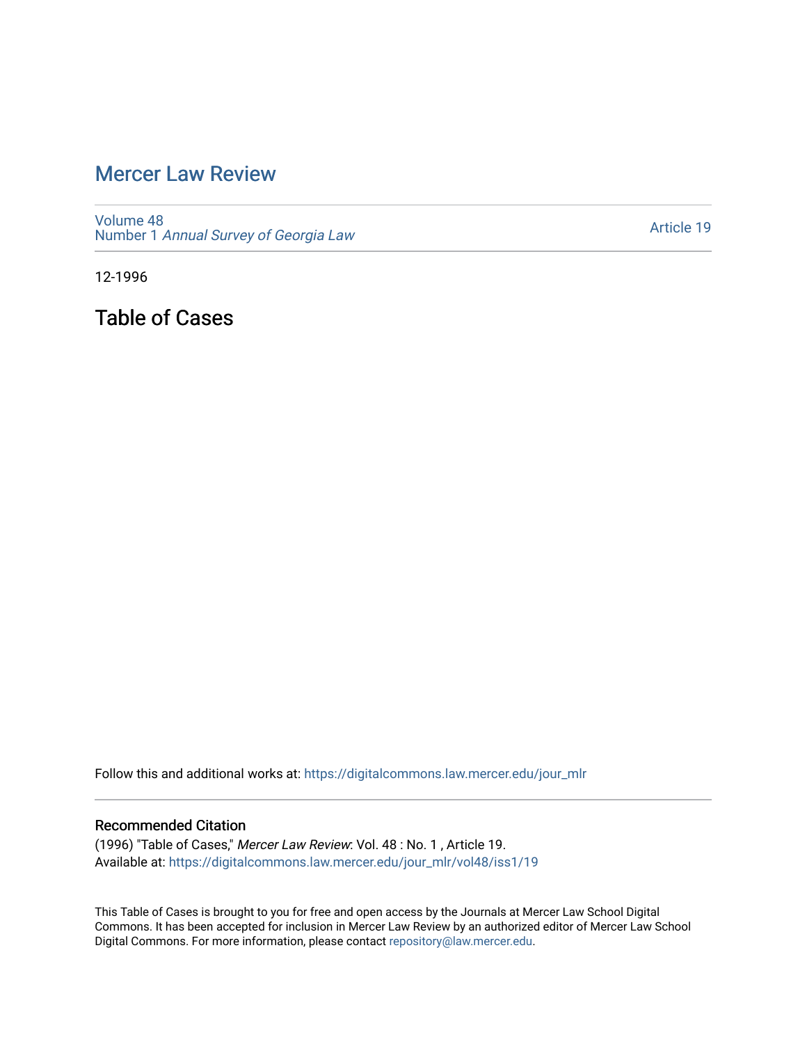# Mercer Law Review

Volume 48
Number 1 *Annual Survey of Georgia Law*

Article 19

12-1996

## Table of Cases

Follow this and additional works at: https://digitalcommons.law.mercer.edu/jour_mlr

### Recommended Citation

(1996) "Table of Cases," *Mercer Law Review*: Vol. 48 : No. 1 , Article 19.
Available at: https://digitalcommons.law.mercer.edu/jour_mlr/vol48/iss1/19

This Table of Cases is brought to you for free and open access by the Journals at Mercer Law School Digital Commons. It has been accepted for inclusion in Mercer Law Review by an authorized editor of Mercer Law School Digital Commons. For more information, please contact repository@law.mercer.edu.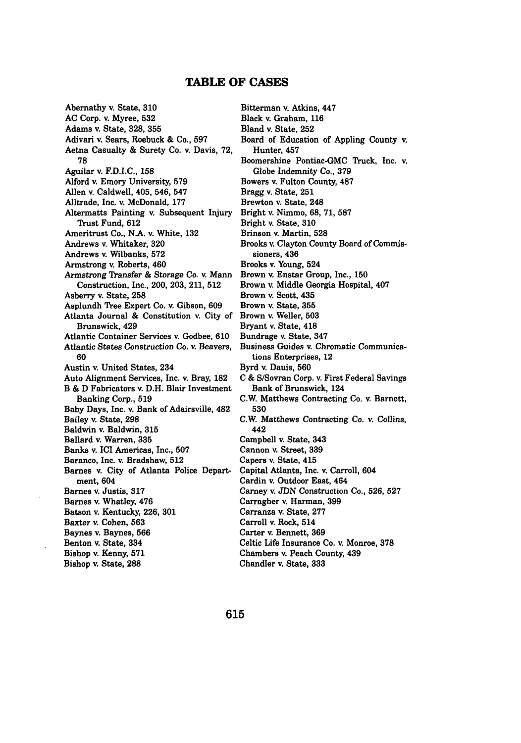# TABLE OF CASES

Abernathy v. State, 310
AC Corp. v. Myree, 532
Adams v. State, 328, 355
Adivari v. Sears, Roebuck & Co., 597
Aetna Casualty & Surety Co. v. Davis, 72, 78
Aguilar v. F.D.I.C., 158
Alford v. Emory University, 579
Allen v. Caldwell, 405, 546, 547
Alltrade, Inc. v. McDonald, 177
Altermatts Painting v. Subsequent Injury Trust Fund, 612
Ameritrust Co., N.A. v. White, 132
Andrews v. Whitaker, 320
Andrews v. Wilbanks, 572
Armstrong v. Roberts, 460
*Armstrong Transfer & Storage Co. v. Mann Construction, Inc.*, 200, 203, 211, 512
Asberry v. State, 258
Asplundh Tree Expert Co. v. Gibson, 609
Atlanta Journal & Constitution v. City of Brunswick, 429
Atlantic Container Services v. Godbee, 610
Atlantic States Construction Co. v. Beavers, 60
Austin v. United States, 234
Auto Alignment Services, Inc. v. Bray, 182
B & D Fabricators v. D.H. Blair Investment Banking Corp., 519
Baby Days, Inc. v. Bank of Adairsville, 482
Bailey v. State, 298
Baldwin v. Baldwin, 315
Ballard v. Warren, 335
Banks v. ICI Americas, Inc., 507
Baranco, Inc. v. Bradshaw, 512
Barnes v. City of Atlanta Police Department, 604
Barnes v. Justis, 317
Barnes v. Whatley, 476
Batson v. Kentucky, 226, 301
Baxter v. Cohen, 563
Baynes v. Baynes, 566
Benton v. State, 334
Bishop v. Kenny, 571
Bishop v. State, 288
Bitterman v. Atkins, 447
Black v. Graham, 116
Bland v. State, 252
Board of Education of Appling County v. Hunter, 457
Boomershine Pontiac-GMC Truck, Inc. v. Globe Indemnity Co., 379
Bowers v. Fulton County, 487
Bragg v. State, 251
Brewton v. State, 248
Bright v. Nimmo, 68, 71, 587
Bright v. State, 310
Brinson v. Martin, 528
Brooks v. Clayton County Board of Commissioners, 436
Brooks v. Young, 524
Brown v. Enstar Group, Inc., 150
Brown v. Middle Georgia Hospital, 407
Brown v. Scott, 435
Brown v. State, 355
Brown v. Weller, 503
Bryant v. State, 418
Bundrage v. State, 347
Business Guides v. Chromatic Communications Enterprises, 12
Byrd v. Dauis, 560
C & S/Sovran Corp. v. First Federal Savings Bank of Brunswick, 124
C.W. Matthews Contracting Co. v. Barnett, 530
C.W. Matthews Contracting Co. v. Collins, 442
Campbell v. State, 343
Cannon v. Street, 339
Capers v. State, 415
Capital Atlanta, Inc. v. Carroll, 604
Cardin v. Outdoor East, 464
Carney v. JDN Construction Co., 526, 527
Carragher v. Harman, 399
Carranza v. State, 277
Carroll v. Rock, 514
Carter v. Bennett, 369
Celtic Life Insurance Co. v. Monroe, 378
Chambers v. Peach County, 439
Chandler v. State, 333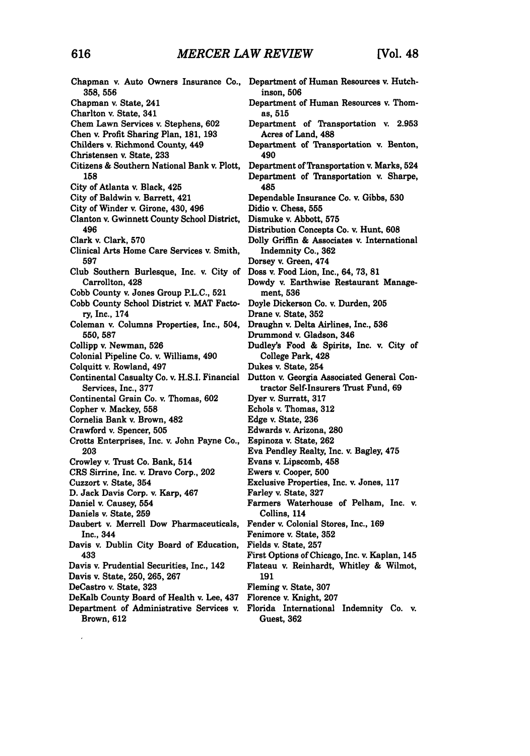Chapman v. Auto Owners Insurance Co., 358, 556
Chapman v. State, 241
Charlton v. State, 341
Chem Lawn Services v. Stephens, 602
Chen v. Profit Sharing Plan, 181, 193
Childers v. Richmond County, 449
Christensen v. State, 233
Citizens & Southern National Bank v. Plott, 158
City of Atlanta v. Black, 425
City of Baldwin v. Barrett, 421
City of Winder v. Girone, 430, 496
Clanton v. Gwinnett County School District, 496
Clark v. Clark, 570
Clinical Arts Home Care Services v. Smith, 597
Club Southern Burlesque, Inc. v. City of Carrollton, 428
Cobb County v. Jones Group P.L.C., 521
Cobb County School District v. MAT Factory, Inc., 174
Coleman v. Columns Properties, Inc., 504, 550, 587
Collipp v. Newman, 526
Colonial Pipeline Co. v. Williams, 490
Colquitt v. Rowland, 497
Continental Casualty Co. v. H.S.I. Financial Services, Inc., 377
Continental Grain Co. v. Thomas, 602
Copher v. Mackey, 558
Cornelia Bank v. Brown, 482
Crawford v. Spencer, 505
Crotts Enterprises, Inc. v. John Payne Co., 203
Crowley v. Trust Co. Bank, 514
CRS Sirrine, Inc. v. Dravo Corp., 202
Cuzzort v. State, 354
D. Jack Davis Corp. v. Karp, 467
Daniel v. Causey, 554
Daniels v. State, 259
Daubert v. Merrell Dow Pharmaceuticals, Inc., 344
Davis v. Dublin City Board of Education, 433
Davis v. Prudential Securities, Inc., 142
Davis v. State, 250, 265, 267
DeCastro v. State, 323
DeKalb County Board of Health v. Lee, 437
Department of Administrative Services v. Brown, 612
Department of Human Resources v. Hutchinson, 506
Department of Human Resources v. Thomas, 515
Department of Transportation v. 2.953 Acres of Land, 488
Department of Transportation v. Benton, 490
Department of Transportation v. Marks, 524
Department of Transportation v. Sharpe, 485
Dependable Insurance Co. v. Gibbs, 530
Didio v. Chess, 555
Dismuke v. Abbott, 575
Distribution Concepts Co. v. Hunt, 608
Dolly Griffin & Associates v. International Indemnity Co., 362
Dorsey v. Green, 474
Doss v. Food Lion, Inc., 64, 73, 81
Dowdy v. Earthwise Restaurant Management, 536
Doyle Dickerson Co. v. Durden, 205
Drane v. State, 352
Draughn v. Delta Airlines, Inc., 536
Drummond v. Gladson, 346
Dudley's Food & Spirits, Inc. v. City of College Park, 428
Dukes v. State, 254
Dutton v. Georgia Associated General Contractor Self-Insurers Trust Fund, 69
Dyer v. Surratt, 317
Echols v. Thomas, 312
Edge v. State, 236
Edwards v. Arizona, 280
Espinoza v. State, 262
Eva Pendley Realty, Inc. v. Bagley, 475
Evans v. Lipscomb, 458
Ewers v. Cooper, 500
Exclusive Properties, Inc. v. Jones, 117
Farley v. State, 327
Farmers Waterhouse of Pelham, Inc. v. Collins, 114
Fender v. Colonial Stores, Inc., 169
Fenimore v. State, 352
Fields v. State, 257
First Options of Chicago, Inc. v. Kaplan, 145
Flateau v. Reinhardt, Whitley & Wilmot, 191
Fleming v. State, 307
Florence v. Knight, 207
Florida International Indemnity Co. v. Guest, 362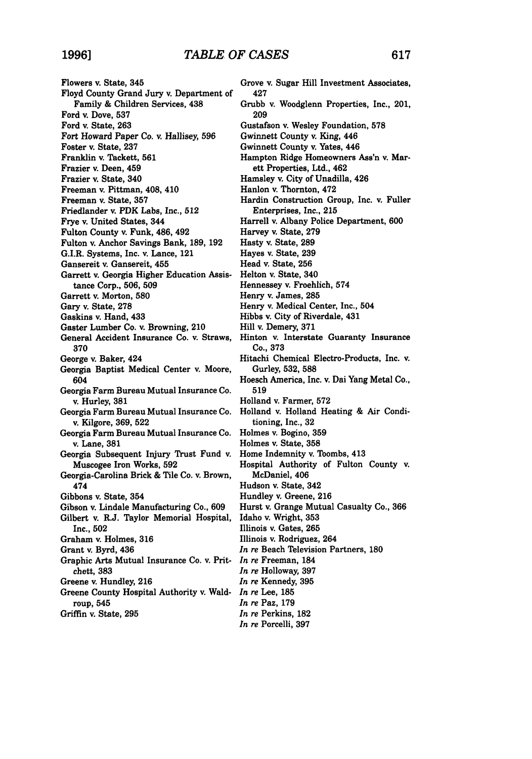Flowers v. State, 345
Floyd County Grand Jury v. Department of Family & Children Services, 438
Ford v. Dove, 537
Ford v. State, 263
Fort Howard Paper Co. v. Hallisey, 596
Foster v. State, 237
Franklin v. Tackett, 561
Frazier v. Deen, 459
Frazier v. State, 340
Freeman v. Pittman, 408, 410
Freeman v. State, 357
Friedlander v. PDK Labs, Inc., 512
Frye v. United States, 344
Fulton County v. Funk, 486, 492
Fulton v. Anchor Savings Bank, 189, 192
G.I.R. Systems, Inc. v. Lance, 121
Gansereit v. Gansereit, 455
Garrett v. Georgia Higher Education Assistance Corp., 506, 509
Garrett v. Morton, 580
Gary v. State, 278
Gaskins v. Hand, 433
Gaster Lumber Co. v. Browning, 210
General Accident Insurance Co. v. Straws, 370
George v. Baker, 424
Georgia Baptist Medical Center v. Moore, 604
Georgia Farm Bureau Mutual Insurance Co. v. Hurley, 381
Georgia Farm Bureau Mutual Insurance Co. v. Kilgore, 369, 522
Georgia Farm Bureau Mutual Insurance Co. v. Lane, 381
Georgia Subsequent Injury Trust Fund v. Muscogee Iron Works, 592
Georgia-Carolina Brick & Tile Co. v. Brown, 474
Gibbons v. State, 354
Gibson v. Lindale Manufacturing Co., 609
Gilbert v. R.J. Taylor Memorial Hospital, Inc., 502
Graham v. Holmes, 316
Grant v. Byrd, 436
Graphic Arts Mutual Insurance Co. v. Pritchett, 383
Greene v. Hundley, 216
Greene County Hospital Authority v. Waldroup, 545
Griffin v. State, 295
Grove v. Sugar Hill Investment Associates, 427
Grubb v. Woodglenn Properties, Inc., 201, 209
Gustafson v. Wesley Foundation, 578
Gwinnett County v. King, 446
Gwinnett County v. Yates, 446
Hampton Ridge Homeowners Ass'n v. Marett Properties, Ltd., 462
Hamsley v. City of Unadilla, 426
Hanlon v. Thornton, 472
Hardin Construction Group, Inc. v. Fuller Enterprises, Inc., 215
Harrell v. Albany Police Department, 600
Harvey v. State, 279
Hasty v. State, 289
Hayes v. State, 239
Head v. State, 256
Helton v. State, 340
Hennessey v. Froehlich, 574
Henry v. James, 285
Henry v. Medical Center, Inc., 504
Hibbs v. City of Riverdale, 431
Hill v. Demery, 371
Hinton v. Interstate Guaranty Insurance Co., 373
Hitachi Chemical Electro-Products, Inc. v. Gurley, 532, 588
Hoesch America, Inc. v. Dai Yang Metal Co., 519
Holland v. Farmer, 572
Holland v. Holland Heating & Air Conditioning, Inc., 32
Holmes v. Bogino, 359
Holmes v. State, 358
Home Indemnity v. Toombs, 413
Hospital Authority of Fulton County v. McDaniel, 406
Hudson v. State, 342
Hundley v. Greene, 216
Hurst v. Grange Mutual Casualty Co., 366
Idaho v. Wright, 353
Illinois v. Gates, 265
Illinois v. Rodriguez, 264
*In re* Beach Television Partners, 180
*In re* Freeman, 184
*In re* Holloway, 397
*In re* Kennedy, 395
*In re* Lee, 185
*In re* Paz, 179
*In re* Perkins, 182
*In re* Porcelli, 397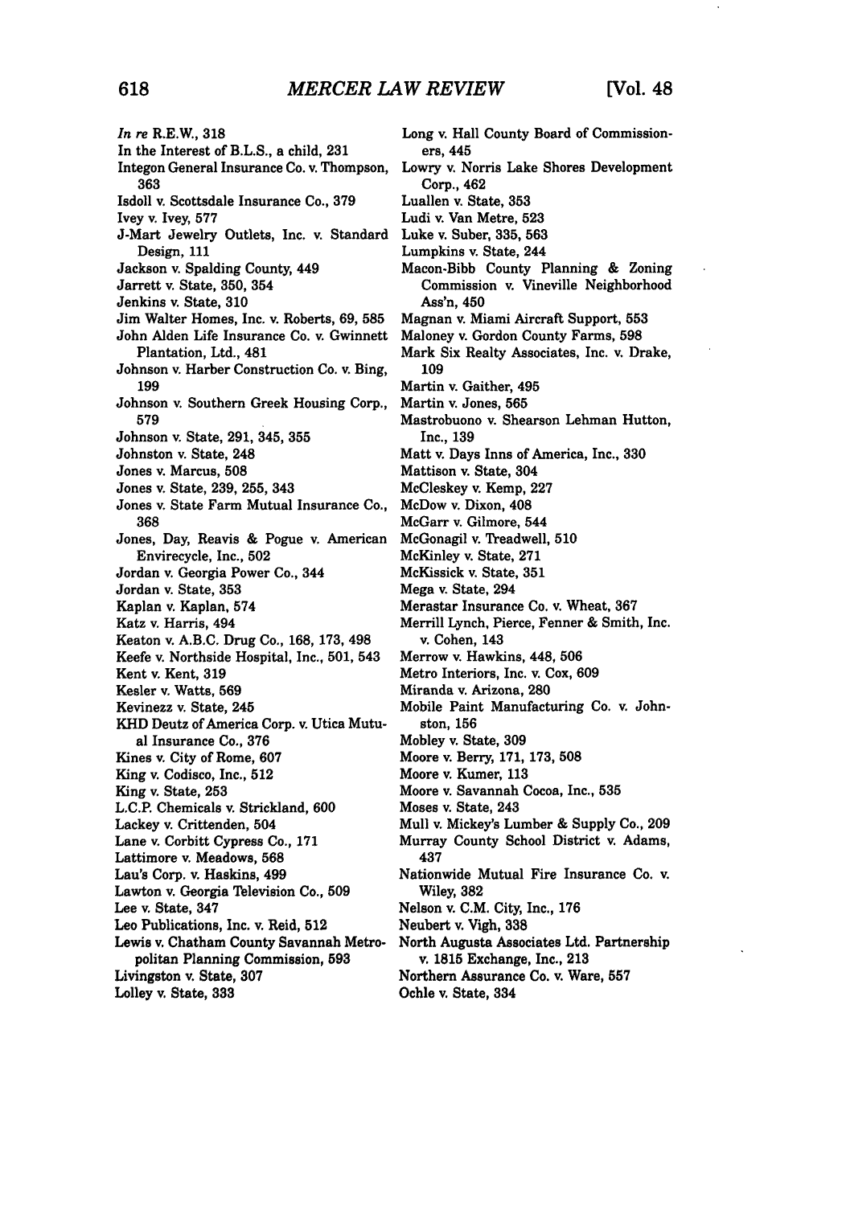*In re* R.E.W., 318
In the Interest of B.L.S., a child, 231
Integon General Insurance Co. v. Thompson, 363
Isdoll v. Scottsdale Insurance Co., 379
Ivey v. Ivey, 577
J-Mart Jewelry Outlets, Inc. v. Standard Design, 111
Jackson v. Spalding County, 449
Jarrett v. State, 350, 354
Jenkins v. State, 310
Jim Walter Homes, Inc. v. Roberts, 69, 585
John Alden Life Insurance Co. v. Gwinnett Plantation, Ltd., 481
Johnson v. Harber Construction Co. v. Bing, 199
Johnson v. Southern Greek Housing Corp., 579
Johnson v. State, 291, 345, 355
Johnston v. State, 248
Jones v. Marcus, 508
Jones v. State, 239, 255, 343
Jones v. State Farm Mutual Insurance Co., 368
Jones, Day, Reavis & Pogue v. American Envirecycle, Inc., 502
Jordan v. Georgia Power Co., 344
Jordan v. State, 353
Kaplan v. Kaplan, 574
Katz v. Harris, 494
Keaton v. A.B.C. Drug Co., 168, 173, 498
Keefe v. Northside Hospital, Inc., 501, 543
Kent v. Kent, 319
Kesler v. Watts, 569
Kevinezz v. State, 245
KHD Deutz of America Corp. v. Utica Mutual Insurance Co., 376
Kines v. City of Rome, 607
King v. Codisco, Inc., 512
King v. State, 253
L.C.P. Chemicals v. Strickland, 600
Lackey v. Crittenden, 504
Lane v. Corbitt Cypress Co., 171
Lattimore v. Meadows, 568
Lau's Corp. v. Haskins, 499
Lawton v. Georgia Television Co., 509
Lee v. State, 347
Leo Publications, Inc. v. Reid, 512
Lewis v. Chatham County Savannah Metropolitan Planning Commission, 593
Livingston v. State, 307
Lolley v. State, 333
Long v. Hall County Board of Commissioners, 445
Lowry v. Norris Lake Shores Development Corp., 462
Luallen v. State, 353
Ludi v. Van Metre, 523
Luke v. Suber, 335, 563
Lumpkins v. State, 244
Macon-Bibb County Planning & Zoning Commission v. Vineville Neighborhood Ass'n, 450
Magnan v. Miami Aircraft Support, 553
Maloney v. Gordon County Farms, 598
Mark Six Realty Associates, Inc. v. Drake, 109
Martin v. Gaither, 495
Martin v. Jones, 565
Mastrobuono v. Shearson Lehman Hutton, Inc., 139
Matt v. Days Inns of America, Inc., 330
Mattison v. State, 304
McCleskey v. Kemp, 227
McDow v. Dixon, 408
McGarr v. Gilmore, 544
McGonagil v. Treadwell, 510
McKinley v. State, 271
McKissick v. State, 351
Mega v. State, 294
Merastar Insurance Co. v. Wheat, 367
Merrill Lynch, Pierce, Fenner & Smith, Inc. v. Cohen, 143
Merrow v. Hawkins, 448, 506
Metro Interiors, Inc. v. Cox, 609
Miranda v. Arizona, 280
Mobile Paint Manufacturing Co. v. Johnston, 156
Mobley v. State, 309
Moore v. Berry, 171, 173, 508
Moore v. Kumer, 113
Moore v. Savannah Cocoa, Inc., 535
Moses v. State, 243
Mull v. Mickey's Lumber & Supply Co., 209
Murray County School District v. Adams, 437
Nationwide Mutual Fire Insurance Co. v. Wiley, 382
Nelson v. C.M. City, Inc., 176
Neubert v. Vigh, 338
North Augusta Associates Ltd. Partnership v. 1815 Exchange, Inc., 213
Northern Assurance Co. v. Ware, 557
Ochle v. State, 334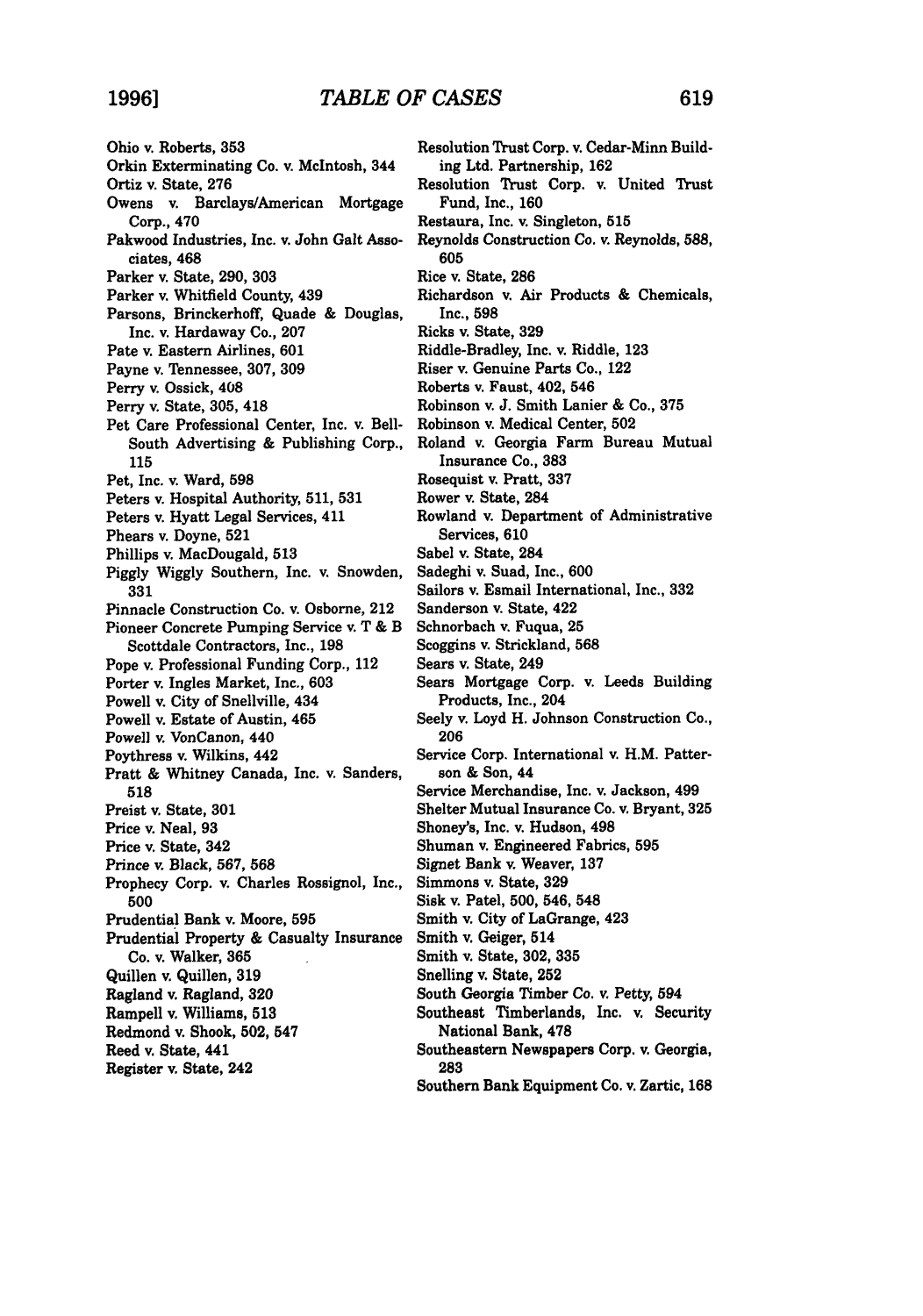Ohio v. Roberts, 353
Orkin Exterminating Co. v. McIntosh, 344
Ortiz v. State, 276
Owens v. Barclays/American Mortgage Corp., 470
Pakwood Industries, Inc. v. John Galt Associates, 468
Parker v. State, 290, 303
Parker v. Whitfield County, 439
Parsons, Brinckerhoff, Quade & Douglas, Inc. v. Hardaway Co., 207
Pate v. Eastern Airlines, 601
Payne v. Tennessee, 307, 309
Perry v. Ossick, 408
Perry v. State, 305, 418
Pet Care Professional Center, Inc. v. BellSouth Advertising & Publishing Corp., 115
Pet, Inc. v. Ward, 598
Peters v. Hospital Authority, 511, 531
Peters v. Hyatt Legal Services, 411
Phears v. Doyne, 521
Phillips v. MacDougald, 513
Piggly Wiggly Southern, Inc. v. Snowden, 331
Pinnacle Construction Co. v. Osborne, 212
Pioneer Concrete Pumping Service v. T & B Scottdale Contractors, Inc., 198
Pope v. Professional Funding Corp., 112
Porter v. Ingles Market, Inc., 603
Powell v. City of Snellville, 434
Powell v. Estate of Austin, 465
Powell v. VonCanon, 440
Poythress v. Wilkins, 442
Pratt & Whitney Canada, Inc. v. Sanders, 518
Preist v. State, 301
Price v. Neal, 93
Price v. State, 342
Prince v. Black, 567, 568
Prophecy Corp. v. Charles Rossignol, Inc., 500
Prudential Bank v. Moore, 595
Prudential Property & Casualty Insurance Co. v. Walker, 365
Quillen v. Quillen, 319
Ragland v. Ragland, 320
Rampell v. Williams, 513
Redmond v. Shook, 502, 547
Reed v. State, 441
Register v. State, 242
Resolution Trust Corp. v. Cedar-Minn Building Ltd. Partnership, 162
Resolution Trust Corp. v. United Trust Fund, Inc., 160
Restaura, Inc. v. Singleton, 515
Reynolds Construction Co. v. Reynolds, 588, 605
Rice v. State, 286
Richardson v. Air Products & Chemicals, Inc., 598
Ricks v. State, 329
Riddle-Bradley, Inc. v. Riddle, 123
Riser v. Genuine Parts Co., 122
Roberts v. Faust, 402, 546
Robinson v. J. Smith Lanier & Co., 375
Robinson v. Medical Center, 502
Roland v. Georgia Farm Bureau Mutual Insurance Co., 383
Rosequist v. Pratt, 337
Rower v. State, 284
Rowland v. Department of Administrative Services, 610
Sabel v. State, 284
Sadeghi v. Suad, Inc., 600
Sailors v. Esmail International, Inc., 332
Sanderson v. State, 422
Schnorbach v. Fuqua, 25
Scoggins v. Strickland, 568
Sears v. State, 249
Sears Mortgage Corp. v. Leeds Building Products, Inc., 204
Seely v. Loyd H. Johnson Construction Co., 206
Service Corp. International v. H.M. Patterson & Son, 44
Service Merchandise, Inc. v. Jackson, 499
Shelter Mutual Insurance Co. v. Bryant, 325
Shoney's, Inc. v. Hudson, 498
Shuman v. Engineered Fabrics, 595
Signet Bank v. Weaver, 137
Simmons v. State, 329
Sisk v. Patel, 500, 546, 548
Smith v. City of LaGrange, 423
Smith v. Geiger, 514
Smith v. State, 302, 335
Snelling v. State, 252
South Georgia Timber Co. v. Petty, 594
Southeast Timberlands, Inc. v. Security National Bank, 478
Southeastern Newspapers Corp. v. Georgia, 283
Southern Bank Equipment Co. v. Zartic, 168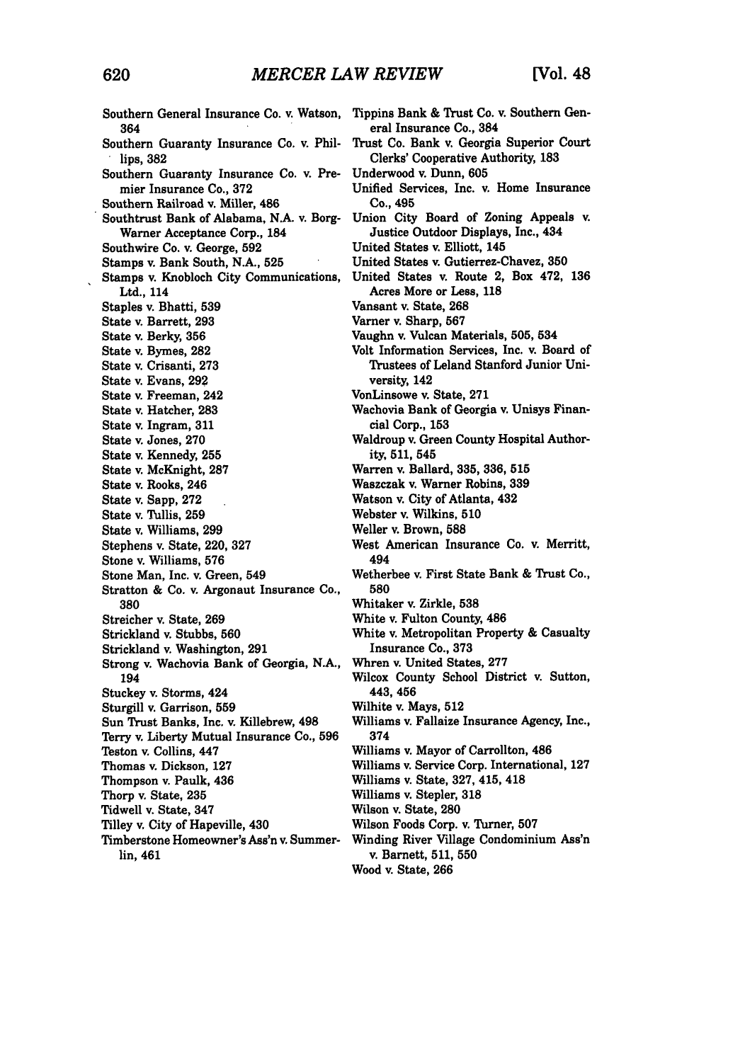Southern General Insurance Co. v. Watson, 364

Southern Guaranty Insurance Co. v. Phillips, 382

Southern Guaranty Insurance Co. v. Premier Insurance Co., 372

Southern Railroad v. Miller, 486

Southtrust Bank of Alabama, N.A. v. Borg-Warner Acceptance Corp., 184

Southwire Co. v. George, 592

Stamps v. Bank South, N.A., 525

Stamps v. Knobloch City Communications, Ltd., 114

Staples v. Bhatti, 539

State v. Barrett, 293

State v. Berky, 356

State v. Byrnes, 282

State v. Crisanti, 273

State v. Evans, 292

State v. Freeman, 242

State v. Hatcher, 283

State v. Ingram, 311

State v. Jones, 270

State v. Kennedy, 255

State v. McKnight, 287

State v. Rooks, 246

State v. Sapp, 272

State v. Tullis, 259

State v. Williams, 299

Stephens v. State, 220, 327

Stone v. Williams, 576

Stone Man, Inc. v. Green, 549

Stratton & Co. v. Argonaut Insurance Co., 380

Streicher v. State, 269

Strickland v. Stubbs, 560

Strickland v. Washington, 291

Strong v. Wachovia Bank of Georgia, N.A., 194

Stuckey v. Storms, 424

Sturgill v. Garrison, 559

Sun Trust Banks, Inc. v. Killebrew, 498

Terry v. Liberty Mutual Insurance Co., 596

Teston v. Collins, 447

Thomas v. Dickson, 127

Thompson v. Paulk, 436

Thorp v. State, 235

Tidwell v. State, 347

Tilley v. City of Hapeville, 430

Timberstone Homeowner's Ass'n v. Summerlin, 461

Tippins Bank & Trust Co. v. Southern General Insurance Co., 384

Trust Co. Bank v. Georgia Superior Court Clerks' Cooperative Authority, 183

Underwood v. Dunn, 605

Unified Services, Inc. v. Home Insurance Co., 495

Union City Board of Zoning Appeals v. Justice Outdoor Displays, Inc., 434

United States v. Elliott, 145

United States v. Gutierrez-Chavez, 350

United States v. Route 2, Box 472, 136 Acres More or Less, 118

Vansant v. State, 268

Varner v. Sharp, 567

Vaughn v. Vulcan Materials, 505, 534

Volt Information Services, Inc. v. Board of Trustees of Leland Stanford Junior University, 142

VonLinsowe v. State, 271

Wachovia Bank of Georgia v. Unisys Financial Corp., 153

Waldroup v. Green County Hospital Authority, 511, 545

Warren v. Ballard, 335, 336, 515

Waszczak v. Warner Robins, 339

Watson v. City of Atlanta, 432

Webster v. Wilkins, 510

Weller v. Brown, 588

West American Insurance Co. v. Merritt, 494

Wetherbee v. First State Bank & Trust Co., 580

Whitaker v. Zirkle, 538

White v. Fulton County, 486

White v. Metropolitan Property & Casualty Insurance Co., 373

Whren v. United States, 277

Wilcox County School District v. Sutton, 443, 456

Wilhite v. Mays, 512

Williams v. Fallaize Insurance Agency, Inc., 374

Williams v. Mayor of Carrollton, 486

Williams v. Service Corp. International, 127

Williams v. State, 327, 415, 418

Williams v. Stepler, 318

Wilson v. State, 280

Wilson Foods Corp. v. Turner, 507

Winding River Village Condominium Ass'n v. Barnett, 511, 550

Wood v. State, 266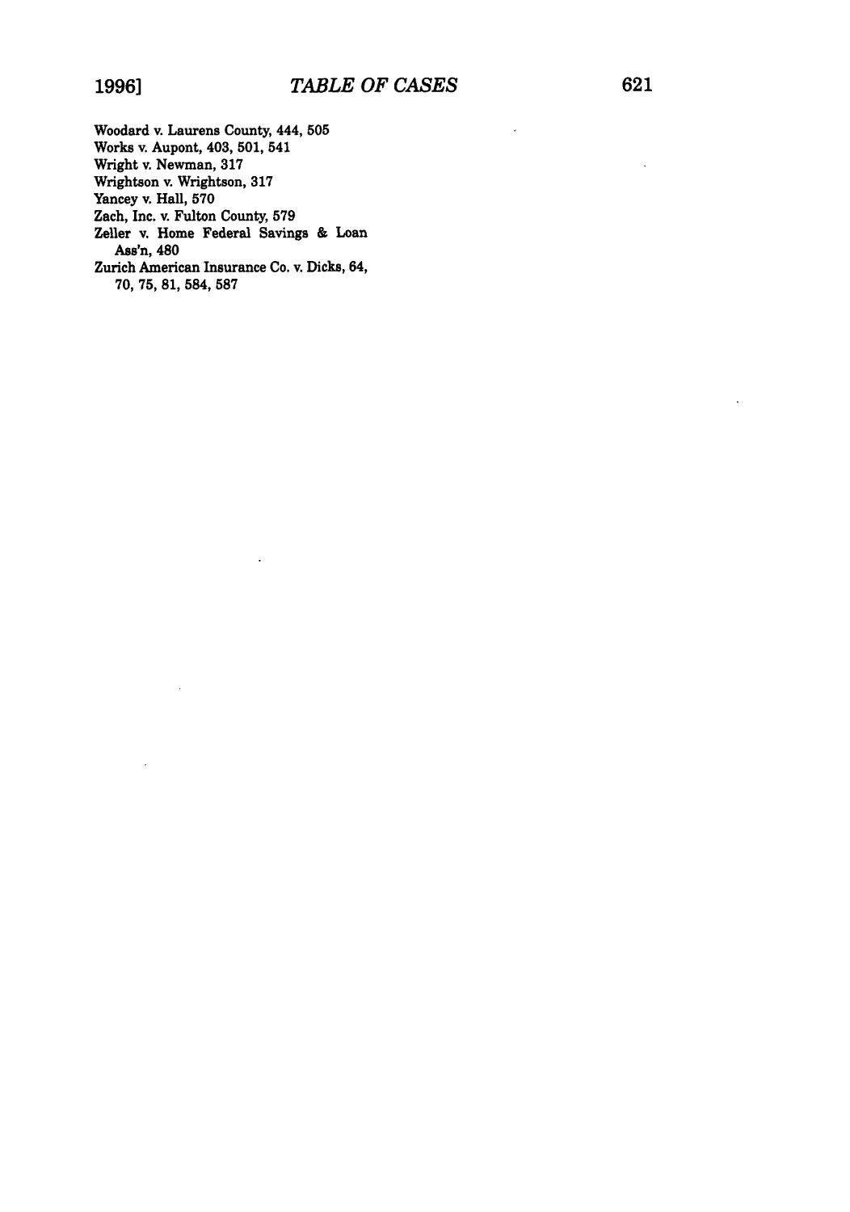Woodard v. Laurens County, 444, 505
Works v. Aupont, 403, 501, 541
Wright v. Newman, 317
Wrightson v. Wrightson, 317
Yancey v. Hall, 570
Zach, Inc. v. Fulton County, 579
Zeller v. Home Federal Savings & Loan Ass'n, 480
Zurich American Insurance Co. v. Dicks, 64, 70, 75, 81, 584, 587